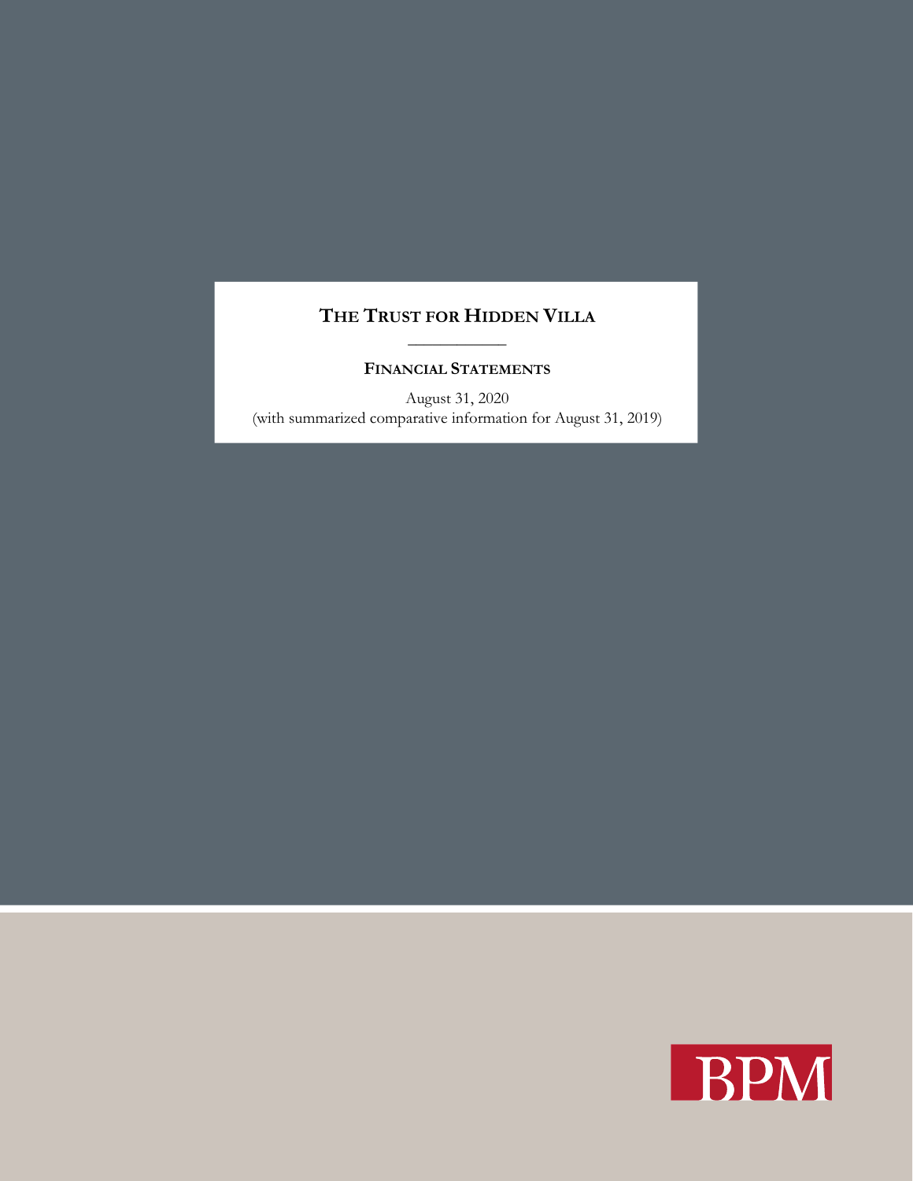# THE TRUST FOR HIDDEN VILLA

## FINANCIAL STATEMENTS

August 31, 2020
(with summarized comparative information for August 31, 2019)

BPM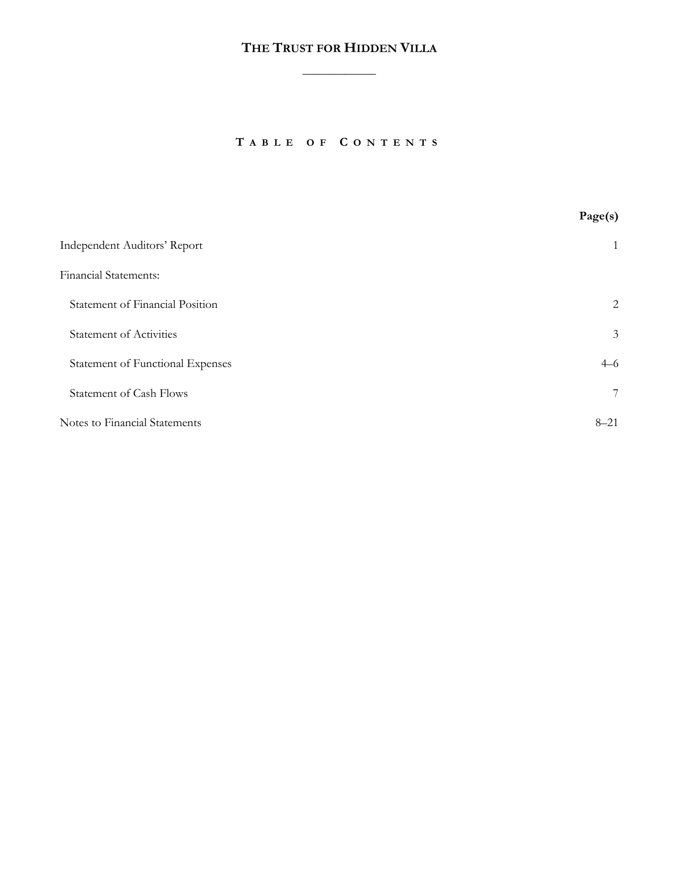# THE TRUST FOR HIDDEN VILLA

## TABLE OF CONTENTS

| | Page(s) |
|---|---|
| Independent Auditors' Report | 1 |
| Financial Statements: | |
| Statement of Financial Position | 2 |
| Statement of Activities | 3 |
| Statement of Functional Expenses | 4–6 |
| Statement of Cash Flows | 7 |
| Notes to Financial Statements | 8–21 |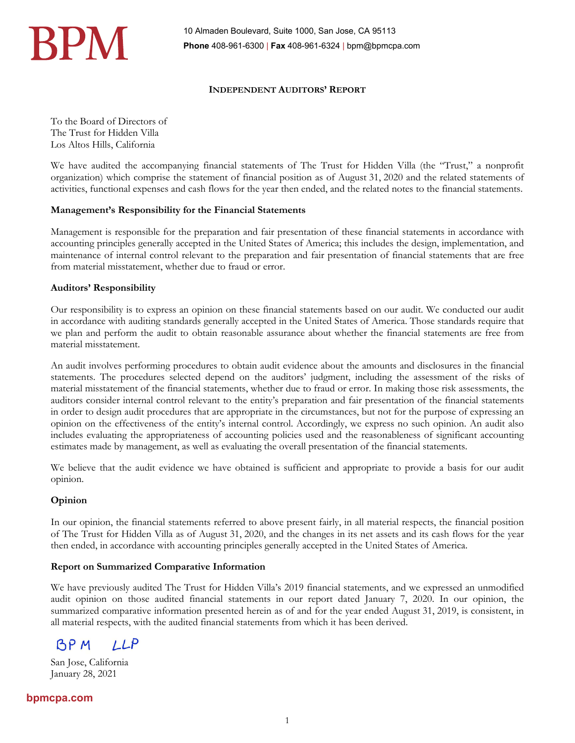BPM

10 Almaden Boulevard, Suite 1000, San Jose, CA 95113
**Phone** 408-961-6300 | **Fax** 408-961-6324 | bpm@bpmcpa.com

## INDEPENDENT AUDITORS' REPORT

To the Board of Directors of
The Trust for Hidden Villa
Los Altos Hills, California

We have audited the accompanying financial statements of The Trust for Hidden Villa (the "Trust," a nonprofit organization) which comprise the statement of financial position as of August 31, 2020 and the related statements of activities, functional expenses and cash flows for the year then ended, and the related notes to the financial statements.

### Management's Responsibility for the Financial Statements

Management is responsible for the preparation and fair presentation of these financial statements in accordance with accounting principles generally accepted in the United States of America; this includes the design, implementation, and maintenance of internal control relevant to the preparation and fair presentation of financial statements that are free from material misstatement, whether due to fraud or error.

### Auditors' Responsibility

Our responsibility is to express an opinion on these financial statements based on our audit. We conducted our audit in accordance with auditing standards generally accepted in the United States of America. Those standards require that we plan and perform the audit to obtain reasonable assurance about whether the financial statements are free from material misstatement.

An audit involves performing procedures to obtain audit evidence about the amounts and disclosures in the financial statements. The procedures selected depend on the auditors' judgment, including the assessment of the risks of material misstatement of the financial statements, whether due to fraud or error. In making those risk assessments, the auditors consider internal control relevant to the entity's preparation and fair presentation of the financial statements in order to design audit procedures that are appropriate in the circumstances, but not for the purpose of expressing an opinion on the effectiveness of the entity's internal control. Accordingly, we express no such opinion. An audit also includes evaluating the appropriateness of accounting policies used and the reasonableness of significant accounting estimates made by management, as well as evaluating the overall presentation of the financial statements.

We believe that the audit evidence we have obtained is sufficient and appropriate to provide a basis for our audit opinion.

### Opinion

In our opinion, the financial statements referred to above present fairly, in all material respects, the financial position of The Trust for Hidden Villa as of August 31, 2020, and the changes in its net assets and its cash flows for the year then ended, in accordance with accounting principles generally accepted in the United States of America.

### Report on Summarized Comparative Information

We have previously audited The Trust for Hidden Villa's 2019 financial statements, and we expressed an unmodified audit opinion on those audited financial statements in our report dated January 7, 2020. In our opinion, the summarized comparative information presented herein as of and for the year ended August 31, 2019, is consistent, in all material respects, with the audited financial statements from which it has been derived.

BPM LLP

San Jose, California
January 28, 2021

bpmcpa.com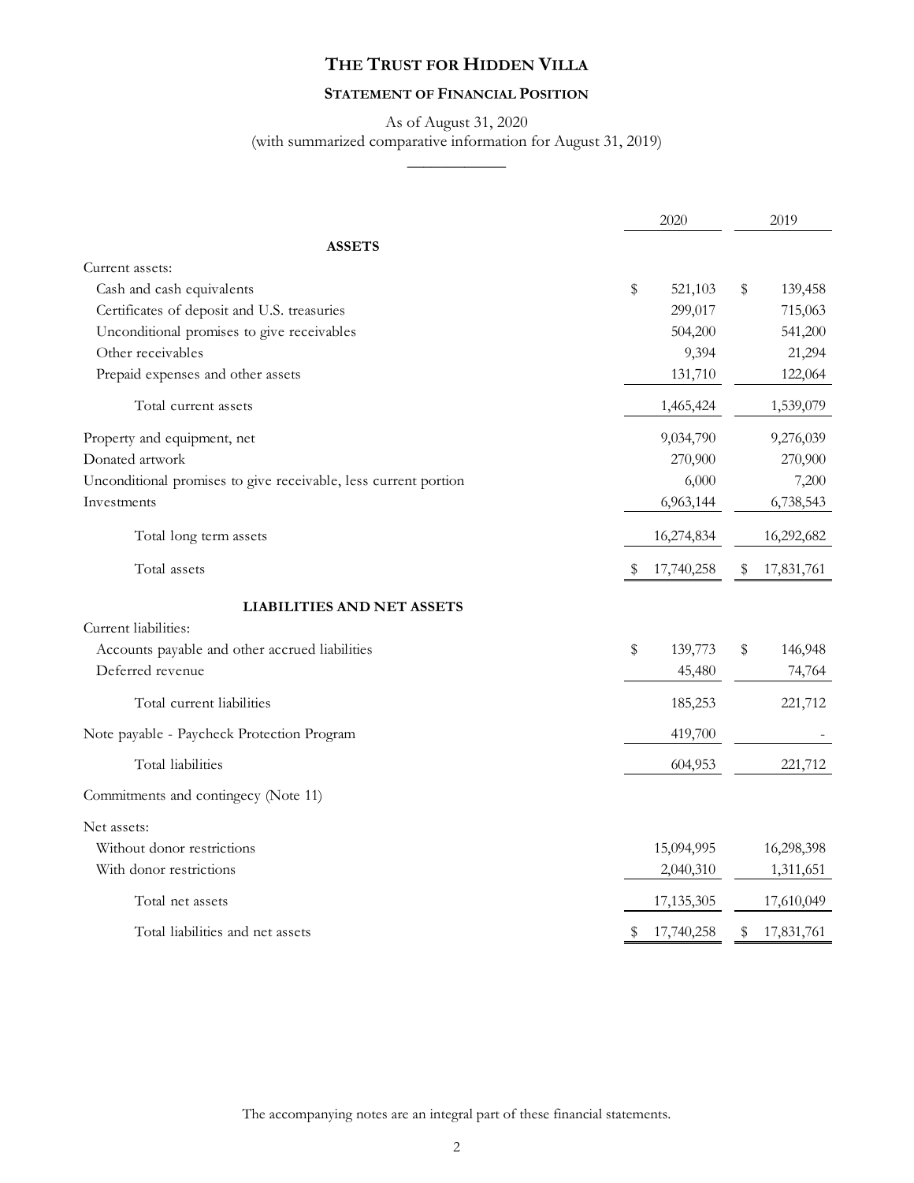# THE TRUST FOR HIDDEN VILLA

## STATEMENT OF FINANCIAL POSITION

As of August 31, 2020
(with summarized comparative information for August 31, 2019)

| | 2020 | 2019 |
|---|---|---|
| **ASSETS** | | |
| Current assets: | | |
| Cash and cash equivalents | $ 521,103 | $ 139,458 |
| Certificates of deposit and U.S. treasuries | 299,017 | 715,063 |
| Unconditional promises to give receivables | 504,200 | 541,200 |
| Other receivables | 9,394 | 21,294 |
| Prepaid expenses and other assets | 131,710 | 122,064 |
| Total current assets | 1,465,424 | 1,539,079 |
| Property and equipment, net | 9,034,790 | 9,276,039 |
| Donated artwork | 270,900 | 270,900 |
| Unconditional promises to give receivable, less current portion | 6,000 | 7,200 |
| Investments | 6,963,144 | 6,738,543 |
| Total long term assets | 16,274,834 | 16,292,682 |
| Total assets | $ 17,740,258 | $ 17,831,761 |
| **LIABILITIES AND NET ASSETS** | | |
| Current liabilities: | | |
| Accounts payable and other accrued liabilities | $ 139,773 | $ 146,948 |
| Deferred revenue | 45,480 | 74,764 |
| Total current liabilities | 185,253 | 221,712 |
| Note payable - Paycheck Protection Program | 419,700 | - |
| Total liabilities | 604,953 | 221,712 |
| Commitments and contingecy (Note 11) | | |
| Net assets: | | |
| Without donor restrictions | 15,094,995 | 16,298,398 |
| With donor restrictions | 2,040,310 | 1,311,651 |
| Total net assets | 17,135,305 | 17,610,049 |
| Total liabilities and net assets | $ 17,740,258 | $ 17,831,761 |

The accompanying notes are an integral part of these financial statements.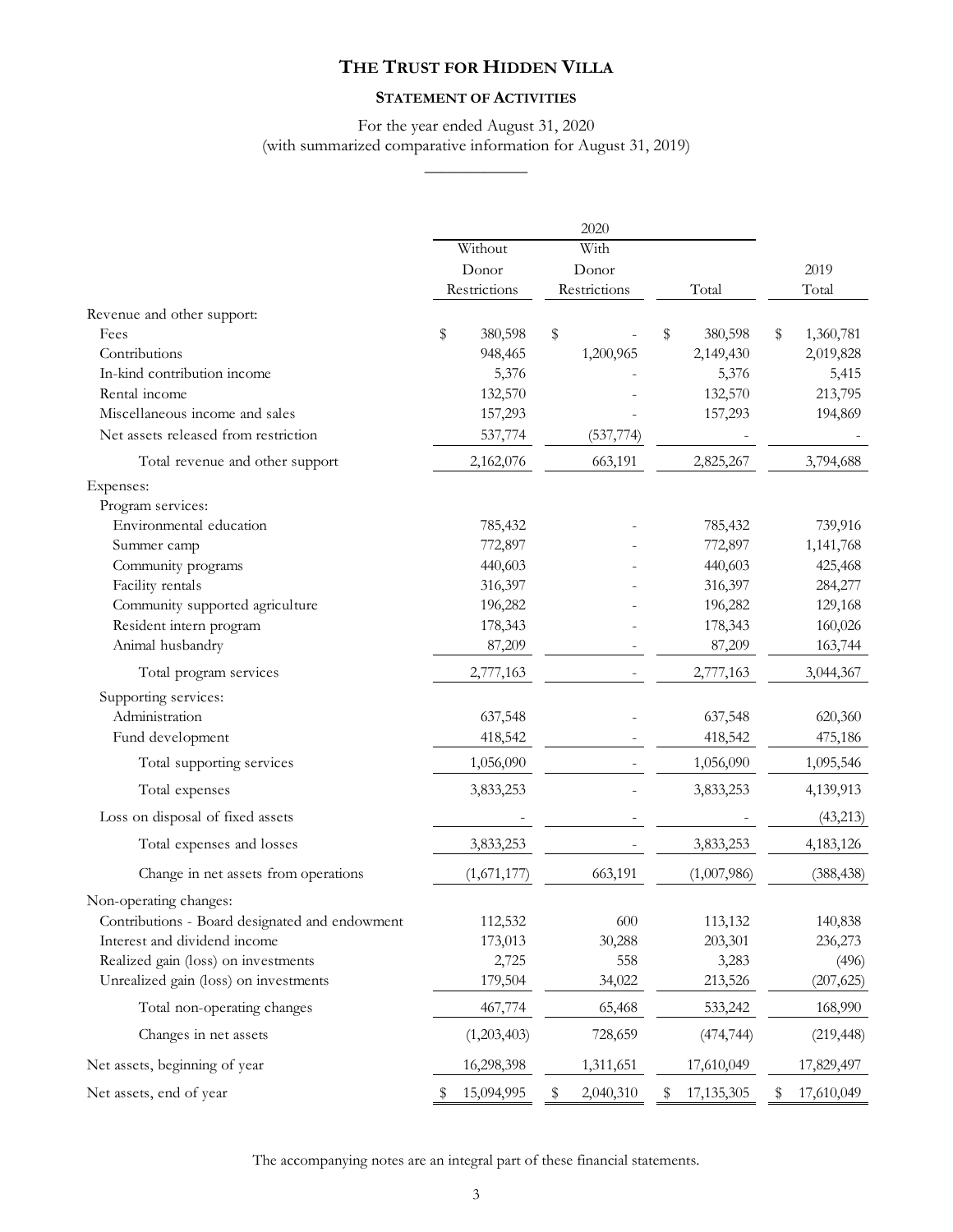# THE TRUST FOR HIDDEN VILLA

## STATEMENT OF ACTIVITIES

For the year ended August 31, 2020
(with summarized comparative information for August 31, 2019)

| | 2020 | | | |
|---|---|---|---|---|
| | Without Donor Restrictions | With Donor Restrictions | Total | 2019 Total |
| Revenue and other support: | | | | |
| Fees | $ 380,598 | $ - | $ 380,598 | $ 1,360,781 |
| Contributions | 948,465 | 1,200,965 | 2,149,430 | 2,019,828 |
| In-kind contribution income | 5,376 | - | 5,376 | 5,415 |
| Rental income | 132,570 | - | 132,570 | 213,795 |
| Miscellaneous income and sales | 157,293 | - | 157,293 | 194,869 |
| Net assets released from restriction | 537,774 | (537,774) | - | - |
| Total revenue and other support | 2,162,076 | 663,191 | 2,825,267 | 3,794,688 |
| Expenses: | | | | |
| Program services: | | | | |
| Environmental education | 785,432 | - | 785,432 | 739,916 |
| Summer camp | 772,897 | - | 772,897 | 1,141,768 |
| Community programs | 440,603 | - | 440,603 | 425,468 |
| Facility rentals | 316,397 | - | 316,397 | 284,277 |
| Community supported agriculture | 196,282 | - | 196,282 | 129,168 |
| Resident intern program | 178,343 | - | 178,343 | 160,026 |
| Animal husbandry | 87,209 | - | 87,209 | 163,744 |
| Total program services | 2,777,163 | - | 2,777,163 | 3,044,367 |
| Supporting services: | | | | |
| Administration | 637,548 | - | 637,548 | 620,360 |
| Fund development | 418,542 | - | 418,542 | 475,186 |
| Total supporting services | 1,056,090 | - | 1,056,090 | 1,095,546 |
| Total expenses | 3,833,253 | - | 3,833,253 | 4,139,913 |
| Loss on disposal of fixed assets | - | - | - | (43,213) |
| Total expenses and losses | 3,833,253 | - | 3,833,253 | 4,183,126 |
| Change in net assets from operations | (1,671,177) | 663,191 | (1,007,986) | (388,438) |
| Non-operating changes: | | | | |
| Contributions - Board designated and endowment | 112,532 | 600 | 113,132 | 140,838 |
| Interest and dividend income | 173,013 | 30,288 | 203,301 | 236,273 |
| Realized gain (loss) on investments | 2,725 | 558 | 3,283 | (496) |
| Unrealized gain (loss) on investments | 179,504 | 34,022 | 213,526 | (207,625) |
| Total non-operating changes | 467,774 | 65,468 | 533,242 | 168,990 |
| Changes in net assets | (1,203,403) | 728,659 | (474,744) | (219,448) |
| Net assets, beginning of year | 16,298,398 | 1,311,651 | 17,610,049 | 17,829,497 |
| Net assets, end of year | $ 15,094,995 | $ 2,040,310 | $ 17,135,305 | $ 17,610,049 |

The accompanying notes are an integral part of these financial statements.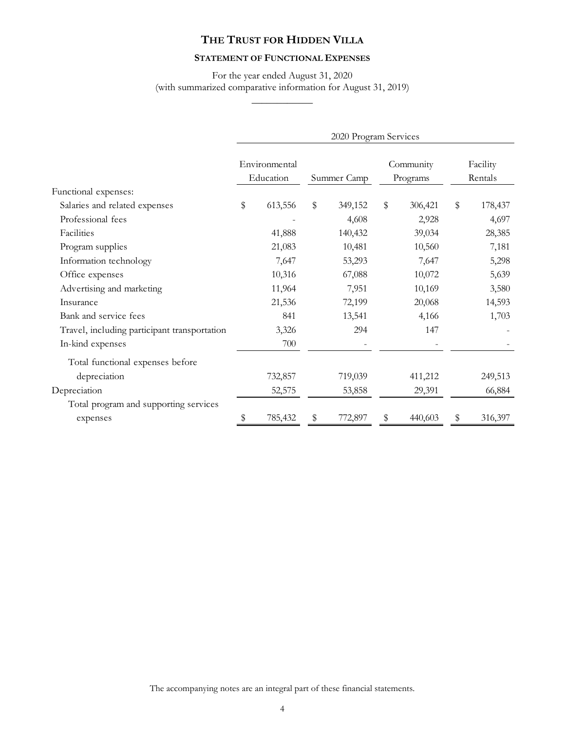# THE TRUST FOR HIDDEN VILLA

## STATEMENT OF FUNCTIONAL EXPENSES

For the year ended August 31, 2020
(with summarized comparative information for August 31, 2019)

| | 2020 Program Services | | | |
|---|---|---|---|---|
| | Environmental Education | Summer Camp | Community Programs | Facility Rentals |
| Functional expenses: | | | | |
| Salaries and related expenses | $ 613,556 | $ 349,152 | $ 306,421 | $ 178,437 |
| Professional fees | - | 4,608 | 2,928 | 4,697 |
| Facilities | 41,888 | 140,432 | 39,034 | 28,385 |
| Program supplies | 21,083 | 10,481 | 10,560 | 7,181 |
| Information technology | 7,647 | 53,293 | 7,647 | 5,298 |
| Office expenses | 10,316 | 67,088 | 10,072 | 5,639 |
| Advertising and marketing | 11,964 | 7,951 | 10,169 | 3,580 |
| Insurance | 21,536 | 72,199 | 20,068 | 14,593 |
| Bank and service fees | 841 | 13,541 | 4,166 | 1,703 |
| Travel, including participant transportation | 3,326 | 294 | 147 | - |
| In-kind expenses | 700 | - | - | - |
| Total functional expenses before depreciation | 732,857 | 719,039 | 411,212 | 249,513 |
| Depreciation | 52,575 | 53,858 | 29,391 | 66,884 |
| Total program and supporting services expenses | $ 785,432 | $ 772,897 | $ 440,603 | $ 316,397 |

The accompanying notes are an integral part of these financial statements.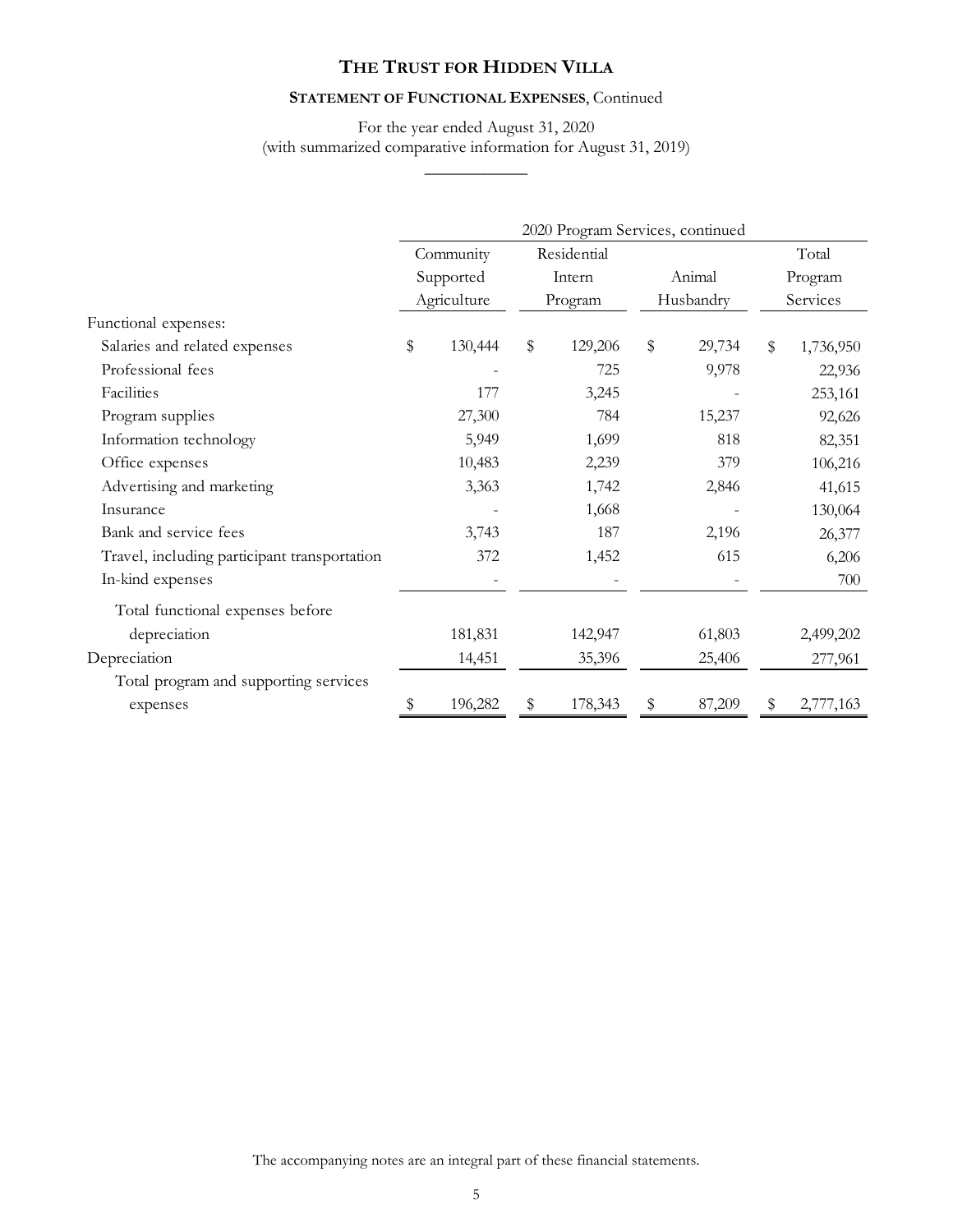# THE TRUST FOR HIDDEN VILLA

## STATEMENT OF FUNCTIONAL EXPENSES, Continued

For the year ended August 31, 2020
(with summarized comparative information for August 31, 2019)

| | 2020 Program Services, continued | | | |
|---|---|---|---|---|
| | Community Supported Agriculture | Residential Intern Program | Animal Husbandry | Total Program Services |
| Functional expenses: | | | | |
| Salaries and related expenses | $ 130,444 | $ 129,206 | $ 29,734 | $ 1,736,950 |
| Professional fees | - | 725 | 9,978 | 22,936 |
| Facilities | 177 | 3,245 | - | 253,161 |
| Program supplies | 27,300 | 784 | 15,237 | 92,626 |
| Information technology | 5,949 | 1,699 | 818 | 82,351 |
| Office expenses | 10,483 | 2,239 | 379 | 106,216 |
| Advertising and marketing | 3,363 | 1,742 | 2,846 | 41,615 |
| Insurance | - | 1,668 | - | 130,064 |
| Bank and service fees | 3,743 | 187 | 2,196 | 26,377 |
| Travel, including participant transportation | 372 | 1,452 | 615 | 6,206 |
| In-kind expenses | - | - | - | 700 |
| Total functional expenses before depreciation | 181,831 | 142,947 | 61,803 | 2,499,202 |
| Depreciation | 14,451 | 35,396 | 25,406 | 277,961 |
| Total program and supporting services expenses | $ 196,282 | $ 178,343 | $ 87,209 | $ 2,777,163 |

The accompanying notes are an integral part of these financial statements.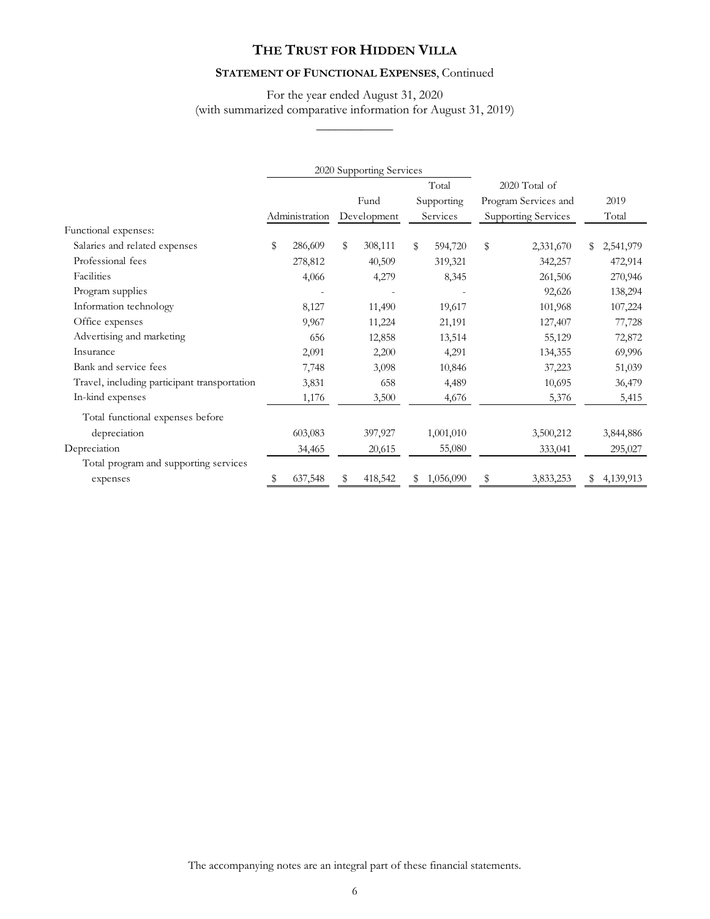# THE TRUST FOR HIDDEN VILLA

## STATEMENT OF FUNCTIONAL EXPENSES, Continued

For the year ended August 31, 2020
(with summarized comparative information for August 31, 2019)

| | 2020 Supporting Services | | | | |
|---|---|---|---|---|---|
| | Administration | Fund Development | Total Supporting Services | 2020 Total of Program Services and Supporting Services | 2019 Total |
| Functional expenses: | | | | | |
| Salaries and related expenses | $ 286,609 | $ 308,111 | $ 594,720 | $ 2,331,670 | $ 2,541,979 |
| Professional fees | 278,812 | 40,509 | 319,321 | 342,257 | 472,914 |
| Facilities | 4,066 | 4,279 | 8,345 | 261,506 | 270,946 |
| Program supplies | - | - | - | 92,626 | 138,294 |
| Information technology | 8,127 | 11,490 | 19,617 | 101,968 | 107,224 |
| Office expenses | 9,967 | 11,224 | 21,191 | 127,407 | 77,728 |
| Advertising and marketing | 656 | 12,858 | 13,514 | 55,129 | 72,872 |
| Insurance | 2,091 | 2,200 | 4,291 | 134,355 | 69,996 |
| Bank and service fees | 7,748 | 3,098 | 10,846 | 37,223 | 51,039 |
| Travel, including participant transportation | 3,831 | 658 | 4,489 | 10,695 | 36,479 |
| In-kind expenses | 1,176 | 3,500 | 4,676 | 5,376 | 5,415 |
| Total functional expenses before depreciation | 603,083 | 397,927 | 1,001,010 | 3,500,212 | 3,844,886 |
| Depreciation | 34,465 | 20,615 | 55,080 | 333,041 | 295,027 |
| Total program and supporting services expenses | $ 637,548 | $ 418,542 | $ 1,056,090 | $ 3,833,253 | $ 4,139,913 |

The accompanying notes are an integral part of these financial statements.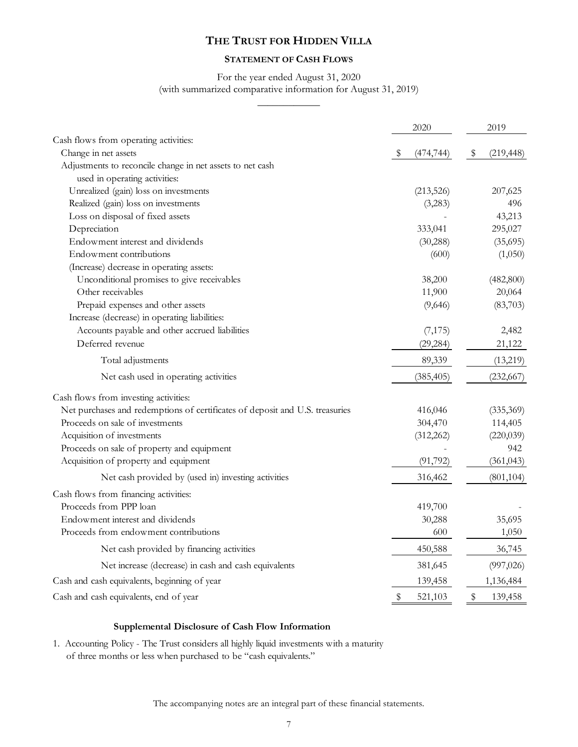# THE TRUST FOR HIDDEN VILLA

## STATEMENT OF CASH FLOWS

For the year ended August 31, 2020
(with summarized comparative information for August 31, 2019)

| | 2020 | 2019 |
|---|---|---|
| Cash flows from operating activities: | | |
| Change in net assets | $ (474,744) | $ (219,448) |
| Adjustments to reconcile change in net assets to net cash used in operating activities: | | |
| Unrealized (gain) loss on investments | (213,526) | 207,625 |
| Realized (gain) loss on investments | (3,283) | 496 |
| Loss on disposal of fixed assets | - | 43,213 |
| Depreciation | 333,041 | 295,027 |
| Endowment interest and dividends | (30,288) | (35,695) |
| Endowment contributions | (600) | (1,050) |
| (Increase) decrease in operating assets: | | |
| Unconditional promises to give receivables | 38,200 | (482,800) |
| Other receivables | 11,900 | 20,064 |
| Prepaid expenses and other assets | (9,646) | (83,703) |
| Increase (decrease) in operating liabilities: | | |
| Accounts payable and other accrued liabilities | (7,175) | 2,482 |
| Deferred revenue | (29,284) | 21,122 |
| Total adjustments | 89,339 | (13,219) |
| Net cash used in operating activities | (385,405) | (232,667) |
| Cash flows from investing activities: | | |
| Net purchases and redemptions of certificates of deposit and U.S. treasuries | 416,046 | (335,369) |
| Proceeds on sale of investments | 304,470 | 114,405 |
| Acquisition of investments | (312,262) | (220,039) |
| Proceeds on sale of property and equipment | - | 942 |
| Acquisition of property and equipment | (91,792) | (361,043) |
| Net cash provided by (used in) investing activities | 316,462 | (801,104) |
| Cash flows from financing activities: | | |
| Proceeds from PPP loan | 419,700 | - |
| Endowment interest and dividends | 30,288 | 35,695 |
| Proceeds from endowment contributions | 600 | 1,050 |
| Net cash provided by financing activities | 450,588 | 36,745 |
| Net increase (decrease) in cash and cash equivalents | 381,645 | (997,026) |
| Cash and cash equivalents, beginning of year | 139,458 | 1,136,484 |
| Cash and cash equivalents, end of year | $ 521,103 | $ 139,458 |

**Supplemental Disclosure of Cash Flow Information**

1. Accounting Policy - The Trust considers all highly liquid investments with a maturity of three months or less when purchased to be "cash equivalents."

The accompanying notes are an integral part of these financial statements.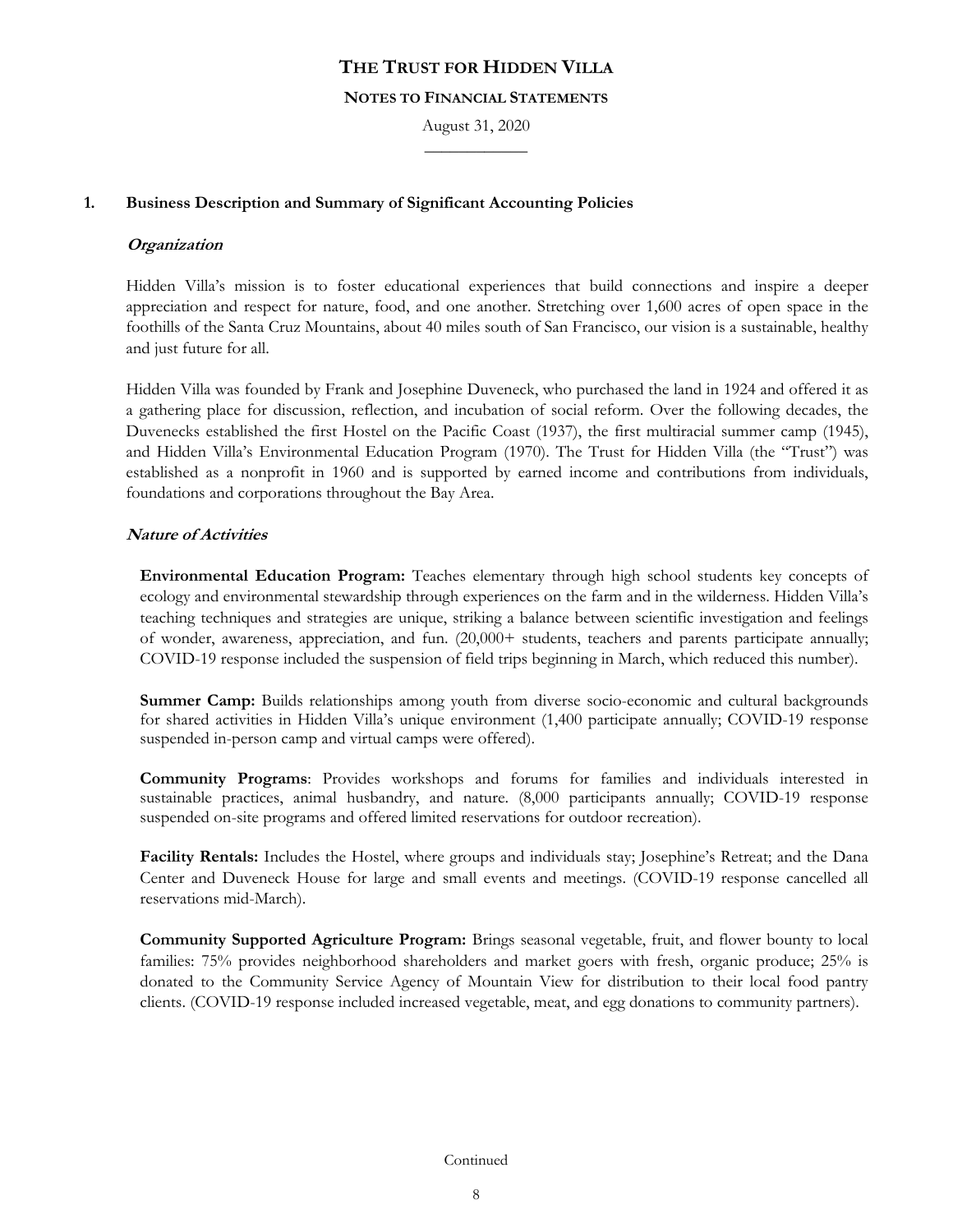# THE TRUST FOR HIDDEN VILLA

## NOTES TO FINANCIAL STATEMENTS

August 31, 2020

### 1. Business Description and Summary of Significant Accounting Policies

#### *Organization*

Hidden Villa's mission is to foster educational experiences that build connections and inspire a deeper appreciation and respect for nature, food, and one another. Stretching over 1,600 acres of open space in the foothills of the Santa Cruz Mountains, about 40 miles south of San Francisco, our vision is a sustainable, healthy and just future for all.

Hidden Villa was founded by Frank and Josephine Duveneck, who purchased the land in 1924 and offered it as a gathering place for discussion, reflection, and incubation of social reform. Over the following decades, the Duvenecks established the first Hostel on the Pacific Coast (1937), the first multiracial summer camp (1945), and Hidden Villa's Environmental Education Program (1970). The Trust for Hidden Villa (the "Trust") was established as a nonprofit in 1960 and is supported by earned income and contributions from individuals, foundations and corporations throughout the Bay Area.

#### *Nature of Activities*

**Environmental Education Program:** Teaches elementary through high school students key concepts of ecology and environmental stewardship through experiences on the farm and in the wilderness. Hidden Villa's teaching techniques and strategies are unique, striking a balance between scientific investigation and feelings of wonder, awareness, appreciation, and fun. (20,000+ students, teachers and parents participate annually; COVID-19 response included the suspension of field trips beginning in March, which reduced this number).

**Summer Camp:** Builds relationships among youth from diverse socio-economic and cultural backgrounds for shared activities in Hidden Villa's unique environment (1,400 participate annually; COVID-19 response suspended in-person camp and virtual camps were offered).

**Community Programs**: Provides workshops and forums for families and individuals interested in sustainable practices, animal husbandry, and nature. (8,000 participants annually; COVID-19 response suspended on-site programs and offered limited reservations for outdoor recreation).

**Facility Rentals:** Includes the Hostel, where groups and individuals stay; Josephine's Retreat; and the Dana Center and Duveneck House for large and small events and meetings. (COVID-19 response cancelled all reservations mid-March).

**Community Supported Agriculture Program:** Brings seasonal vegetable, fruit, and flower bounty to local families: 75% provides neighborhood shareholders and market goers with fresh, organic produce; 25% is donated to the Community Service Agency of Mountain View for distribution to their local food pantry clients. (COVID-19 response included increased vegetable, meat, and egg donations to community partners).

Continued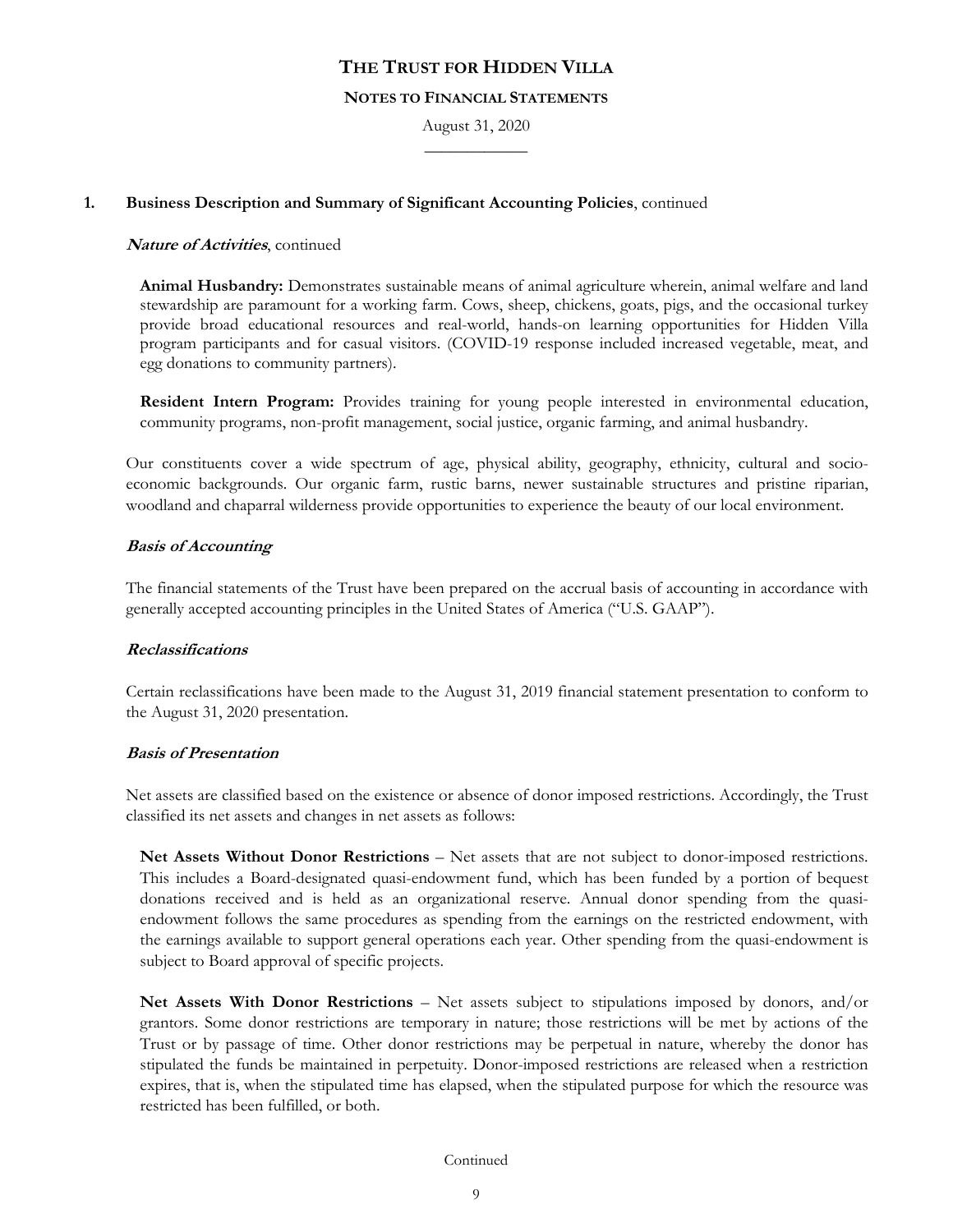## 1. Business Description and Summary of Significant Accounting Policies, continued

***Nature of Activities***, continued

**Animal Husbandry:** Demonstrates sustainable means of animal agriculture wherein, animal welfare and land stewardship are paramount for a working farm. Cows, sheep, chickens, goats, pigs, and the occasional turkey provide broad educational resources and real-world, hands-on learning opportunities for Hidden Villa program participants and for casual visitors. (COVID-19 response included increased vegetable, meat, and egg donations to community partners).

**Resident Intern Program:** Provides training for young people interested in environmental education, community programs, non-profit management, social justice, organic farming, and animal husbandry.

Our constituents cover a wide spectrum of age, physical ability, geography, ethnicity, cultural and socio-economic backgrounds. Our organic farm, rustic barns, newer sustainable structures and pristine riparian, woodland and chaparral wilderness provide opportunities to experience the beauty of our local environment.

***Basis of Accounting***

The financial statements of the Trust have been prepared on the accrual basis of accounting in accordance with generally accepted accounting principles in the United States of America ("U.S. GAAP").

***Reclassifications***

Certain reclassifications have been made to the August 31, 2019 financial statement presentation to conform to the August 31, 2020 presentation.

***Basis of Presentation***

Net assets are classified based on the existence or absence of donor imposed restrictions. Accordingly, the Trust classified its net assets and changes in net assets as follows:

**Net Assets Without Donor Restrictions** – Net assets that are not subject to donor-imposed restrictions. This includes a Board-designated quasi-endowment fund, which has been funded by a portion of bequest donations received and is held as an organizational reserve. Annual donor spending from the quasi-endowment follows the same procedures as spending from the earnings on the restricted endowment, with the earnings available to support general operations each year. Other spending from the quasi-endowment is subject to Board approval of specific projects.

**Net Assets With Donor Restrictions** – Net assets subject to stipulations imposed by donors, and/or grantors. Some donor restrictions are temporary in nature; those restrictions will be met by actions of the Trust or by passage of time. Other donor restrictions may be perpetual in nature, whereby the donor has stipulated the funds be maintained in perpetuity. Donor-imposed restrictions are released when a restriction expires, that is, when the stipulated time has elapsed, when the stipulated purpose for which the resource was restricted has been fulfilled, or both.

Continued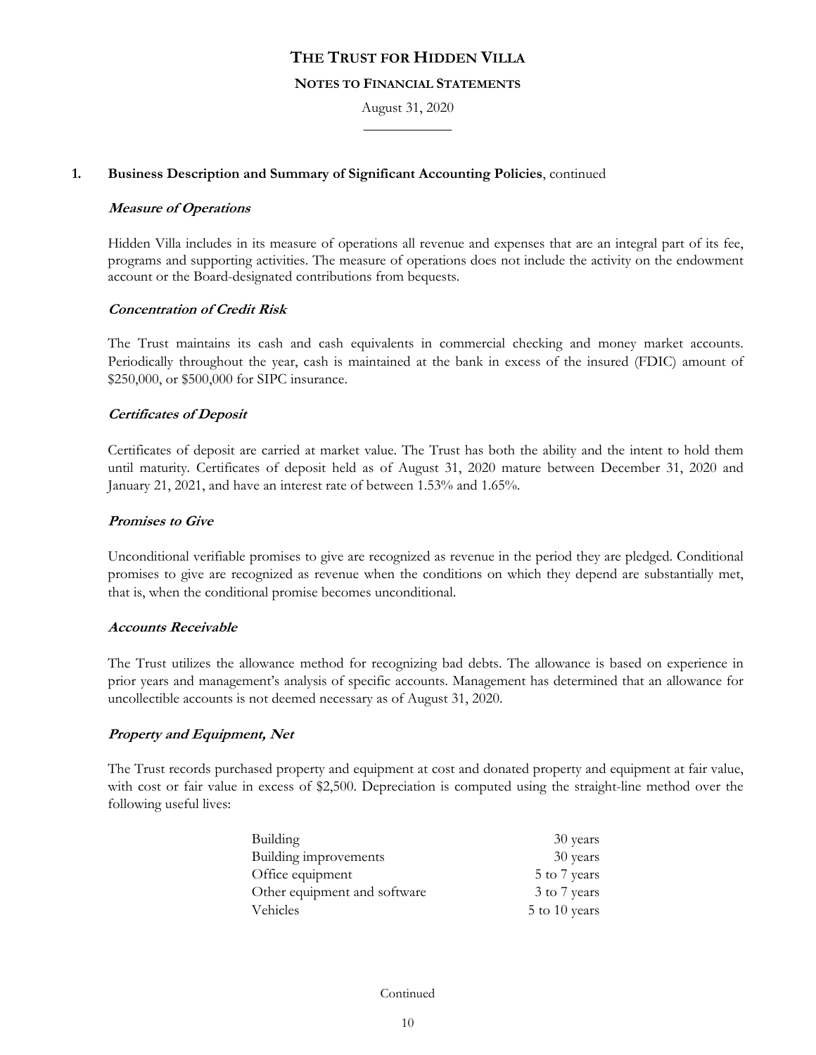# THE TRUST FOR HIDDEN VILLA

## NOTES TO FINANCIAL STATEMENTS

August 31, 2020

**1. Business Description and Summary of Significant Accounting Policies**, continued

***Measure of Operations***

Hidden Villa includes in its measure of operations all revenue and expenses that are an integral part of its fee, programs and supporting activities. The measure of operations does not include the activity on the endowment account or the Board-designated contributions from bequests.

***Concentration of Credit Risk***

The Trust maintains its cash and cash equivalents in commercial checking and money market accounts. Periodically throughout the year, cash is maintained at the bank in excess of the insured (FDIC) amount of $250,000, or $500,000 for SIPC insurance.

***Certificates of Deposit***

Certificates of deposit are carried at market value. The Trust has both the ability and the intent to hold them until maturity. Certificates of deposit held as of August 31, 2020 mature between December 31, 2020 and January 21, 2021, and have an interest rate of between 1.53% and 1.65%.

***Promises to Give***

Unconditional verifiable promises to give are recognized as revenue in the period they are pledged. Conditional promises to give are recognized as revenue when the conditions on which they depend are substantially met, that is, when the conditional promise becomes unconditional.

***Accounts Receivable***

The Trust utilizes the allowance method for recognizing bad debts. The allowance is based on experience in prior years and management's analysis of specific accounts. Management has determined that an allowance for uncollectible accounts is not deemed necessary as of August 31, 2020.

***Property and Equipment, Net***

The Trust records purchased property and equipment at cost and donated property and equipment at fair value, with cost or fair value in excess of $2,500. Depreciation is computed using the straight-line method over the following useful lives:

| | |
|---|---|
| Building | 30 years |
| Building improvements | 30 years |
| Office equipment | 5 to 7 years |
| Other equipment and software | 3 to 7 years |
| Vehicles | 5 to 10 years |

Continued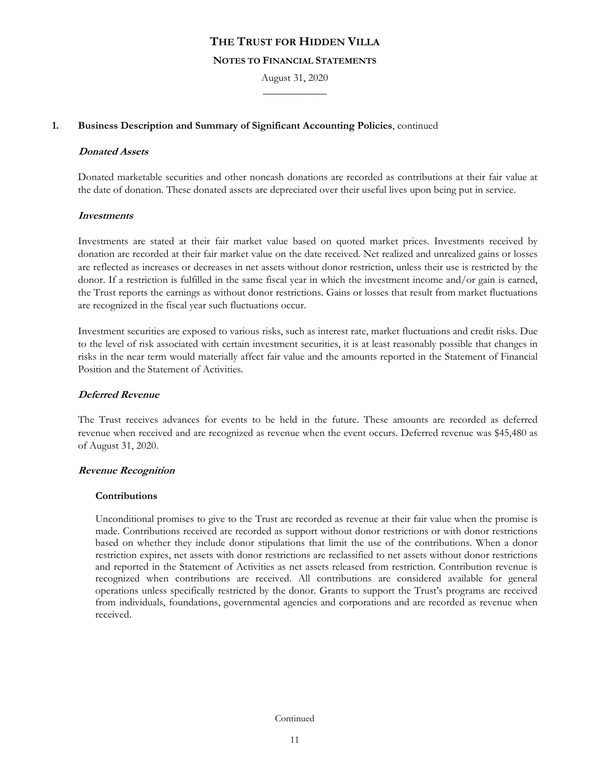# THE TRUST FOR HIDDEN VILLA

## NOTES TO FINANCIAL STATEMENTS

August 31, 2020

**1. Business Description and Summary of Significant Accounting Policies**, continued

***Donated Assets***

Donated marketable securities and other noncash donations are recorded as contributions at their fair value at the date of donation. These donated assets are depreciated over their useful lives upon being put in service.

***Investments***

Investments are stated at their fair market value based on quoted market prices. Investments received by donation are recorded at their fair market value on the date received. Net realized and unrealized gains or losses are reflected as increases or decreases in net assets without donor restriction, unless their use is restricted by the donor. If a restriction is fulfilled in the same fiscal year in which the investment income and/or gain is earned, the Trust reports the earnings as without donor restrictions. Gains or losses that result from market fluctuations are recognized in the fiscal year such fluctuations occur.

Investment securities are exposed to various risks, such as interest rate, market fluctuations and credit risks. Due to the level of risk associated with certain investment securities, it is at least reasonably possible that changes in risks in the near term would materially affect fair value and the amounts reported in the Statement of Financial Position and the Statement of Activities.

***Deferred Revenue***

The Trust receives advances for events to be held in the future. These amounts are recorded as deferred revenue when received and are recognized as revenue when the event occurs. Deferred revenue was $45,480 as of August 31, 2020.

***Revenue Recognition***

**Contributions**

Unconditional promises to give to the Trust are recorded as revenue at their fair value when the promise is made. Contributions received are recorded as support without donor restrictions or with donor restrictions based on whether they include donor stipulations that limit the use of the contributions. When a donor restriction expires, net assets with donor restrictions are reclassified to net assets without donor restrictions and reported in the Statement of Activities as net assets released from restriction. Contribution revenue is recognized when contributions are received. All contributions are considered available for general operations unless specifically restricted by the donor. Grants to support the Trust's programs are received from individuals, foundations, governmental agencies and corporations and are recorded as revenue when received.

Continued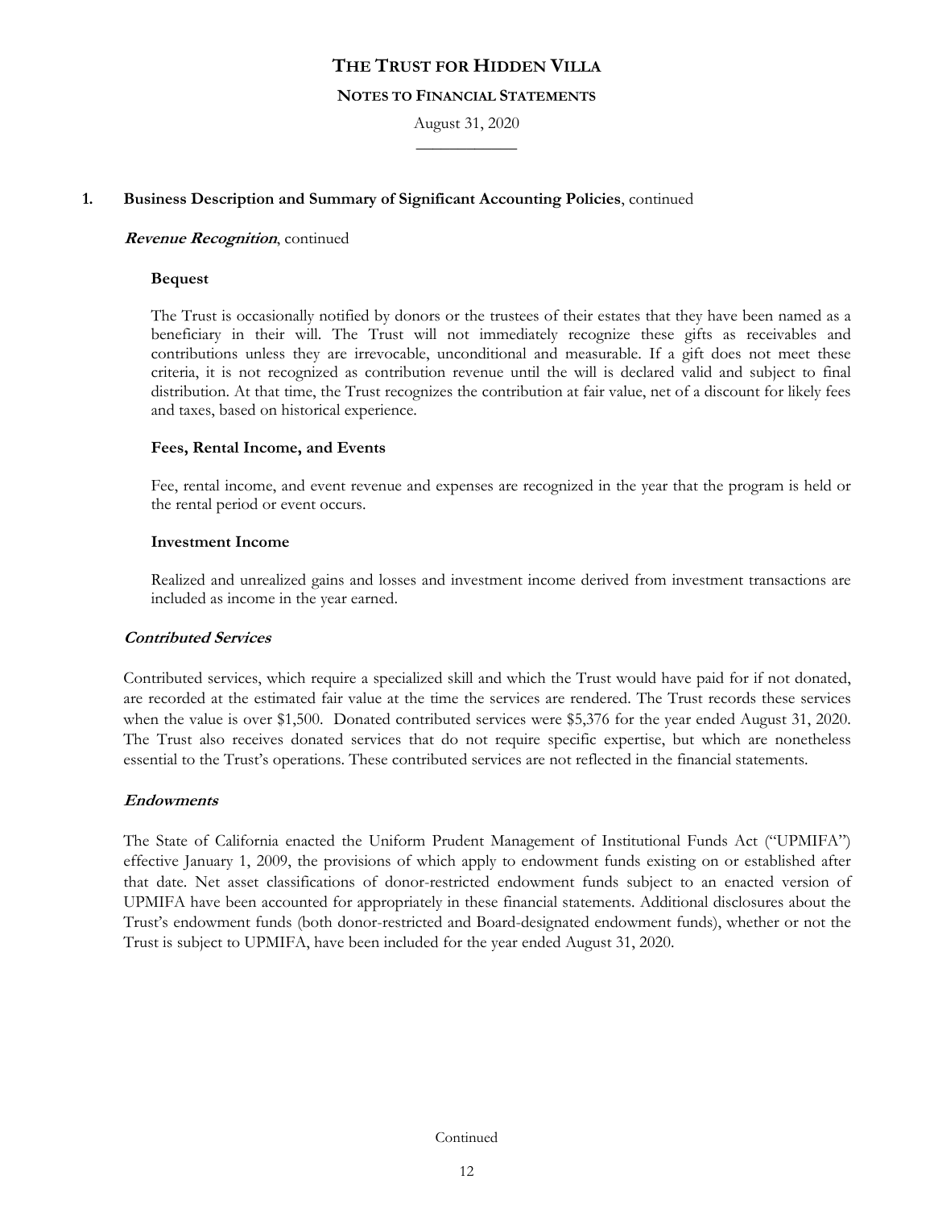# THE TRUST FOR HIDDEN VILLA

## NOTES TO FINANCIAL STATEMENTS

August 31, 2020

### 1. Business Description and Summary of Significant Accounting Policies, continued

***Revenue Recognition**, continued*

**Bequest**

The Trust is occasionally notified by donors or the trustees of their estates that they have been named as a beneficiary in their will. The Trust will not immediately recognize these gifts as receivables and contributions unless they are irrevocable, unconditional and measurable. If a gift does not meet these criteria, it is not recognized as contribution revenue until the will is declared valid and subject to final distribution. At that time, the Trust recognizes the contribution at fair value, net of a discount for likely fees and taxes, based on historical experience.

**Fees, Rental Income, and Events**

Fee, rental income, and event revenue and expenses are recognized in the year that the program is held or the rental period or event occurs.

**Investment Income**

Realized and unrealized gains and losses and investment income derived from investment transactions are included as income in the year earned.

***Contributed Services***

Contributed services, which require a specialized skill and which the Trust would have paid for if not donated, are recorded at the estimated fair value at the time the services are rendered. The Trust records these services when the value is over $1,500. Donated contributed services were $5,376 for the year ended August 31, 2020. The Trust also receives donated services that do not require specific expertise, but which are nonetheless essential to the Trust's operations. These contributed services are not reflected in the financial statements.

***Endowments***

The State of California enacted the Uniform Prudent Management of Institutional Funds Act ("UPMIFA") effective January 1, 2009, the provisions of which apply to endowment funds existing on or established after that date. Net asset classifications of donor-restricted endowment funds subject to an enacted version of UPMIFA have been accounted for appropriately in these financial statements. Additional disclosures about the Trust's endowment funds (both donor-restricted and Board-designated endowment funds), whether or not the Trust is subject to UPMIFA, have been included for the year ended August 31, 2020.

Continued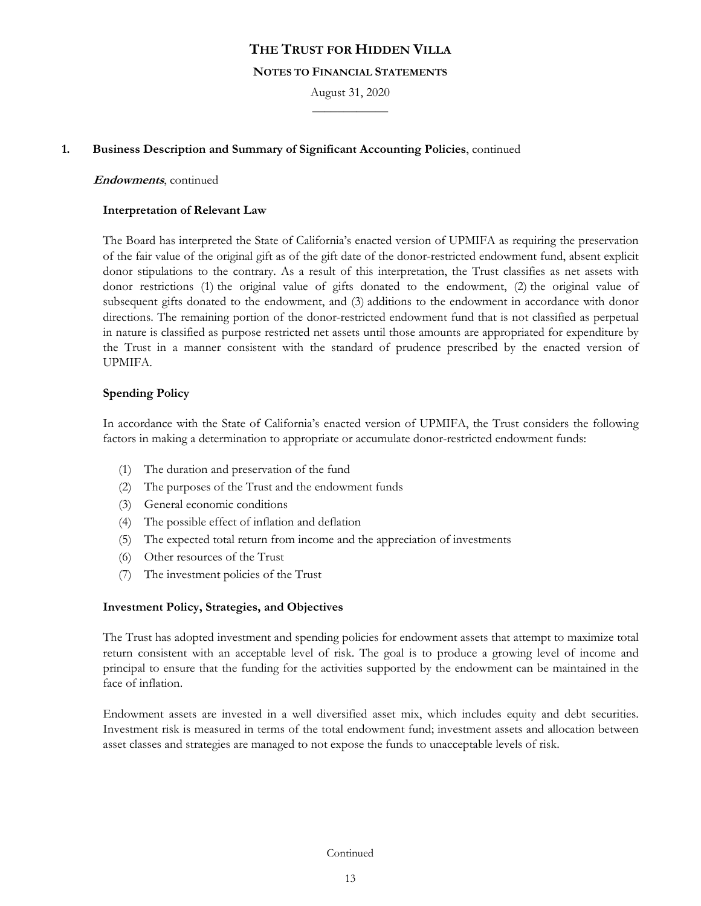**1. Business Description and Summary of Significant Accounting Policies**, continued

***Endowments***, continued

**Interpretation of Relevant Law**

The Board has interpreted the State of California's enacted version of UPMIFA as requiring the preservation of the fair value of the original gift as of the gift date of the donor-restricted endowment fund, absent explicit donor stipulations to the contrary. As a result of this interpretation, the Trust classifies as net assets with donor restrictions (1) the original value of gifts donated to the endowment, (2) the original value of subsequent gifts donated to the endowment, and (3) additions to the endowment in accordance with donor directions. The remaining portion of the donor-restricted endowment fund that is not classified as perpetual in nature is classified as purpose restricted net assets until those amounts are appropriated for expenditure by the Trust in a manner consistent with the standard of prudence prescribed by the enacted version of UPMIFA.

**Spending Policy**

In accordance with the State of California's enacted version of UPMIFA, the Trust considers the following factors in making a determination to appropriate or accumulate donor-restricted endowment funds:

(1) The duration and preservation of the fund
(2) The purposes of the Trust and the endowment funds
(3) General economic conditions
(4) The possible effect of inflation and deflation
(5) The expected total return from income and the appreciation of investments
(6) Other resources of the Trust
(7) The investment policies of the Trust

**Investment Policy, Strategies, and Objectives**

The Trust has adopted investment and spending policies for endowment assets that attempt to maximize total return consistent with an acceptable level of risk. The goal is to produce a growing level of income and principal to ensure that the funding for the activities supported by the endowment can be maintained in the face of inflation.

Endowment assets are invested in a well diversified asset mix, which includes equity and debt securities. Investment risk is measured in terms of the total endowment fund; investment assets and allocation between asset classes and strategies are managed to not expose the funds to unacceptable levels of risk.

Continued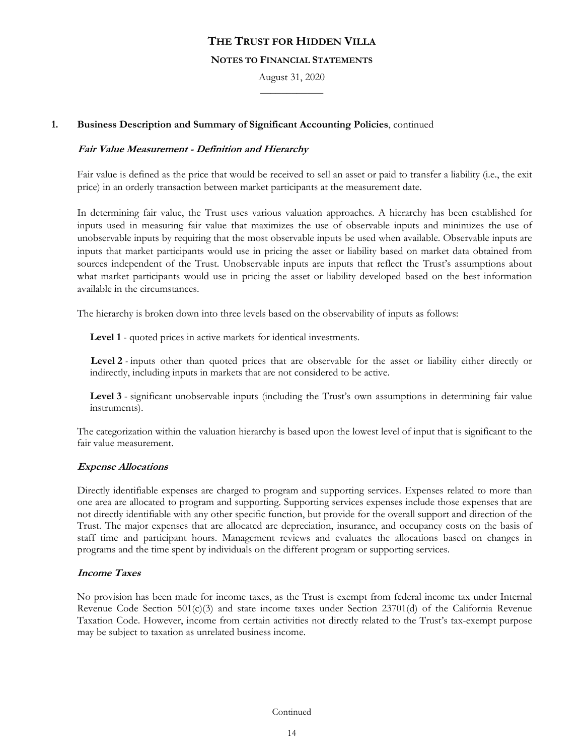# THE TRUST FOR HIDDEN VILLA

## NOTES TO FINANCIAL STATEMENTS

August 31, 2020

### 1. Business Description and Summary of Significant Accounting Policies, continued

#### *Fair Value Measurement - Definition and Hierarchy*

Fair value is defined as the price that would be received to sell an asset or paid to transfer a liability (i.e., the exit price) in an orderly transaction between market participants at the measurement date.

In determining fair value, the Trust uses various valuation approaches. A hierarchy has been established for inputs used in measuring fair value that maximizes the use of observable inputs and minimizes the use of unobservable inputs by requiring that the most observable inputs be used when available. Observable inputs are inputs that market participants would use in pricing the asset or liability based on market data obtained from sources independent of the Trust. Unobservable inputs are inputs that reflect the Trust's assumptions about what market participants would use in pricing the asset or liability developed based on the best information available in the circumstances.

The hierarchy is broken down into three levels based on the observability of inputs as follows:

**Level 1** - quoted prices in active markets for identical investments.

**Level 2** - inputs other than quoted prices that are observable for the asset or liability either directly or indirectly, including inputs in markets that are not considered to be active.

**Level 3** - significant unobservable inputs (including the Trust's own assumptions in determining fair value instruments).

The categorization within the valuation hierarchy is based upon the lowest level of input that is significant to the fair value measurement.

#### *Expense Allocations*

Directly identifiable expenses are charged to program and supporting services. Expenses related to more than one area are allocated to program and supporting. Supporting services expenses include those expenses that are not directly identifiable with any other specific function, but provide for the overall support and direction of the Trust. The major expenses that are allocated are depreciation, insurance, and occupancy costs on the basis of staff time and participant hours. Management reviews and evaluates the allocations based on changes in programs and the time spent by individuals on the different program or supporting services.

#### *Income Taxes*

No provision has been made for income taxes, as the Trust is exempt from federal income tax under Internal Revenue Code Section 501(c)(3) and state income taxes under Section 23701(d) of the California Revenue Taxation Code. However, income from certain activities not directly related to the Trust's tax-exempt purpose may be subject to taxation as unrelated business income.

Continued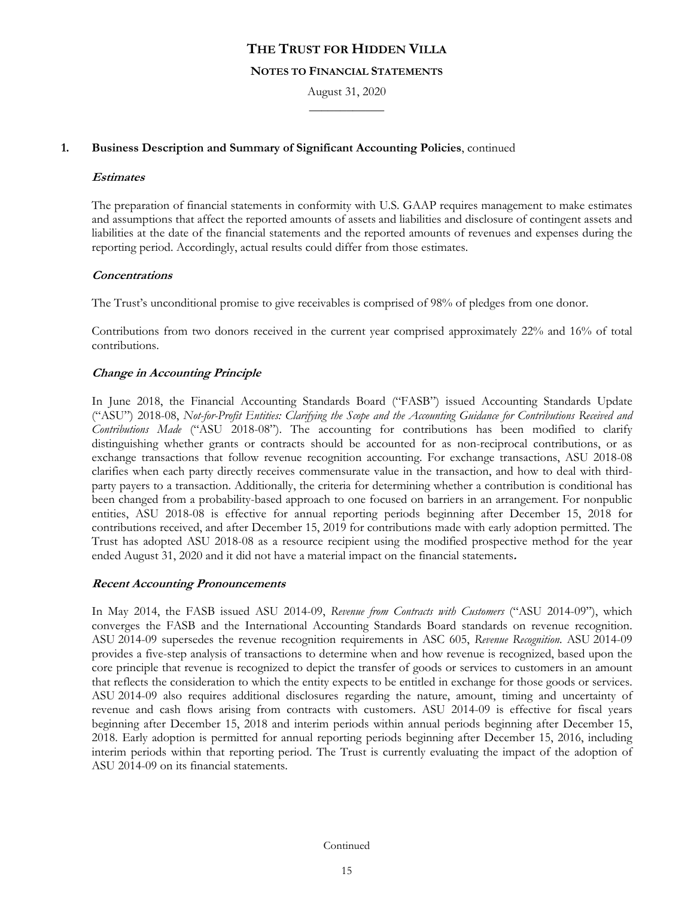## 1. Business Description and Summary of Significant Accounting Policies, continued

### *Estimates*

The preparation of financial statements in conformity with U.S. GAAP requires management to make estimates and assumptions that affect the reported amounts of assets and liabilities and disclosure of contingent assets and liabilities at the date of the financial statements and the reported amounts of revenues and expenses during the reporting period. Accordingly, actual results could differ from those estimates.

### *Concentrations*

The Trust's unconditional promise to give receivables is comprised of 98% of pledges from one donor.

Contributions from two donors received in the current year comprised approximately 22% and 16% of total contributions.

### *Change in Accounting Principle*

In June 2018, the Financial Accounting Standards Board ("FASB") issued Accounting Standards Update ("ASU") 2018-08, *Not-for-Profit Entities: Clarifying the Scope and the Accounting Guidance for Contributions Received and Contributions Made* ("ASU 2018-08"). The accounting for contributions has been modified to clarify distinguishing whether grants or contracts should be accounted for as non-reciprocal contributions, or as exchange transactions that follow revenue recognition accounting. For exchange transactions, ASU 2018-08 clarifies when each party directly receives commensurate value in the transaction, and how to deal with third-party payers to a transaction. Additionally, the criteria for determining whether a contribution is conditional has been changed from a probability-based approach to one focused on barriers in an arrangement. For nonpublic entities, ASU 2018-08 is effective for annual reporting periods beginning after December 15, 2018 for contributions received, and after December 15, 2019 for contributions made with early adoption permitted. The Trust has adopted ASU 2018-08 as a resource recipient using the modified prospective method for the year ended August 31, 2020 and it did not have a material impact on the financial statements.

### *Recent Accounting Pronouncements*

In May 2014, the FASB issued ASU 2014-09, *Revenue from Contracts with Customers* ("ASU 2014-09"), which converges the FASB and the International Accounting Standards Board standards on revenue recognition. ASU 2014-09 supersedes the revenue recognition requirements in ASC 605, *Revenue Recognition*. ASU 2014-09 provides a five-step analysis of transactions to determine when and how revenue is recognized, based upon the core principle that revenue is recognized to depict the transfer of goods or services to customers in an amount that reflects the consideration to which the entity expects to be entitled in exchange for those goods or services. ASU 2014-09 also requires additional disclosures regarding the nature, amount, timing and uncertainty of revenue and cash flows arising from contracts with customers. ASU 2014-09 is effective for fiscal years beginning after December 15, 2018 and interim periods within annual periods beginning after December 15, 2018. Early adoption is permitted for annual reporting periods beginning after December 15, 2016, including interim periods within that reporting period. The Trust is currently evaluating the impact of the adoption of ASU 2014-09 on its financial statements.

Continued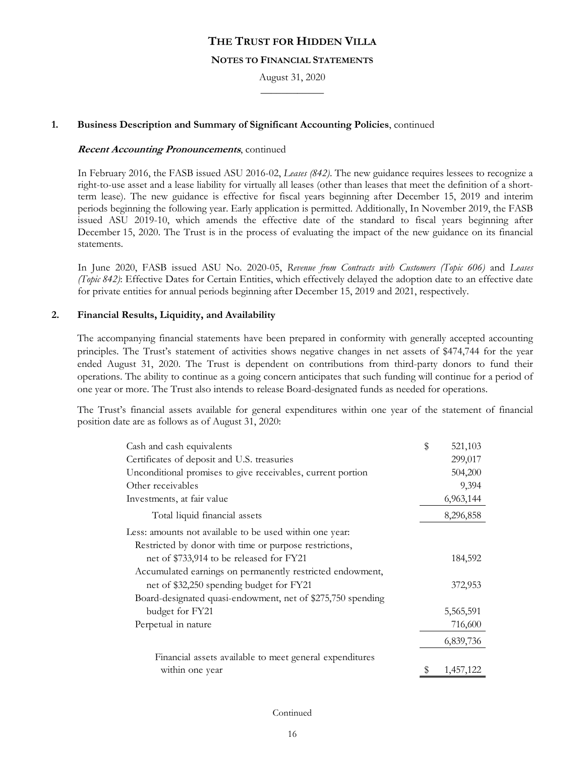# THE TRUST FOR HIDDEN VILLA

## NOTES TO FINANCIAL STATEMENTS

August 31, 2020

### 1. Business Description and Summary of Significant Accounting Policies, continued

***Recent Accounting Pronouncements***, continued

In February 2016, the FASB issued ASU 2016-02, *Leases (842)*. The new guidance requires lessees to recognize a right-to-use asset and a lease liability for virtually all leases (other than leases that meet the definition of a short-term lease). The new guidance is effective for fiscal years beginning after December 15, 2019 and interim periods beginning the following year. Early application is permitted. Additionally, In November 2019, the FASB issued ASU 2019-10, which amends the effective date of the standard to fiscal years beginning after December 15, 2020. The Trust is in the process of evaluating the impact of the new guidance on its financial statements.

In June 2020, FASB issued ASU No. 2020-05, *Revenue from Contracts with Customers (Topic 606)* and *Leases (Topic 842)*: Effective Dates for Certain Entities, which effectively delayed the adoption date to an effective date for private entities for annual periods beginning after December 15, 2019 and 2021, respectively.

### 2. Financial Results, Liquidity, and Availability

The accompanying financial statements have been prepared in conformity with generally accepted accounting principles. The Trust's statement of activities shows negative changes in net assets of $474,744 for the year ended August 31, 2020. The Trust is dependent on contributions from third-party donors to fund their operations. The ability to continue as a going concern anticipates that such funding will continue for a period of one year or more. The Trust also intends to release Board-designated funds as needed for operations.

The Trust's financial assets available for general expenditures within one year of the statement of financial position date are as follows as of August 31, 2020:

| | |
|---|---|
| Cash and cash equivalents | $ 521,103 |
| Certificates of deposit and U.S. treasuries | 299,017 |
| Unconditional promises to give receivables, current portion | 504,200 |
| Other receivables | 9,394 |
| Investments, at fair value | 6,963,144 |
| Total liquid financial assets | 8,296,858 |
| Less: amounts not available to be used within one year: | |
| Restricted by donor with time or purpose restrictions, net of $733,914 to be released for FY21 | 184,592 |
| Accumulated earnings on permanently restricted endowment, net of $32,250 spending budget for FY21 | 372,953 |
| Board-designated quasi-endowment, net of $275,750 spending budget for FY21 | 5,565,591 |
| Perpetual in nature | 716,600 |
| | 6,839,736 |
| Financial assets available to meet general expenditures within one year | $ 1,457,122 |

Continued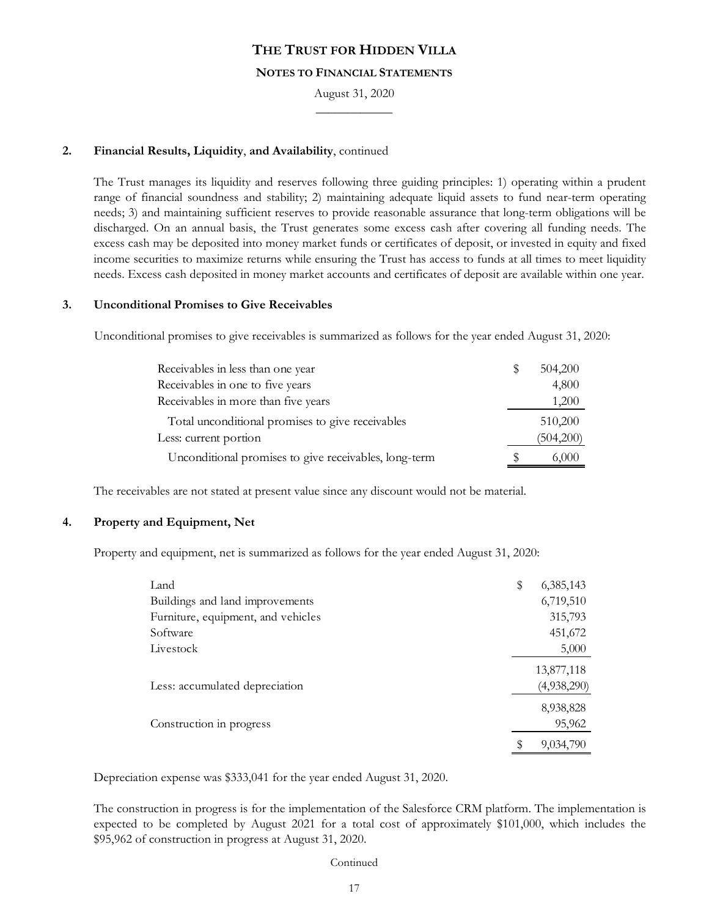**THE TRUST FOR HIDDEN VILLA**

**NOTES TO FINANCIAL STATEMENTS**

August 31, 2020

## 2. Financial Results, Liquidity, and Availability, continued

The Trust manages its liquidity and reserves following three guiding principles: 1) operating within a prudent range of financial soundness and stability; 2) maintaining adequate liquid assets to fund near-term operating needs; 3) and maintaining sufficient reserves to provide reasonable assurance that long-term obligations will be discharged. On an annual basis, the Trust generates some excess cash after covering all funding needs. The excess cash may be deposited into money market funds or certificates of deposit, or invested in equity and fixed income securities to maximize returns while ensuring the Trust has access to funds at all times to meet liquidity needs. Excess cash deposited in money market accounts and certificates of deposit are available within one year.

## 3. Unconditional Promises to Give Receivables

Unconditional promises to give receivables is summarized as follows for the year ended August 31, 2020:

| | |
|---|---|
| Receivables in less than one year | $ 504,200 |
| Receivables in one to five years | 4,800 |
| Receivables in more than five years | 1,200 |
| Total unconditional promises to give receivables | 510,200 |
| Less: current portion | (504,200) |
| Unconditional promises to give receivables, long-term | $ 6,000 |

The receivables are not stated at present value since any discount would not be material.

## 4. Property and Equipment, Net

Property and equipment, net is summarized as follows for the year ended August 31, 2020:

| | |
|---|---|
| Land | $ 6,385,143 |
| Buildings and land improvements | 6,719,510 |
| Furniture, equipment, and vehicles | 315,793 |
| Software | 451,672 |
| Livestock | 5,000 |
| | 13,877,118 |
| Less: accumulated depreciation | (4,938,290) |
| | 8,938,828 |
| Construction in progress | 95,962 |
| | $ 9,034,790 |

Depreciation expense was $333,041 for the year ended August 31, 2020.

The construction in progress is for the implementation of the Salesforce CRM platform. The implementation is expected to be completed by August 2021 for a total cost of approximately $101,000, which includes the $95,962 of construction in progress at August 31, 2020.

Continued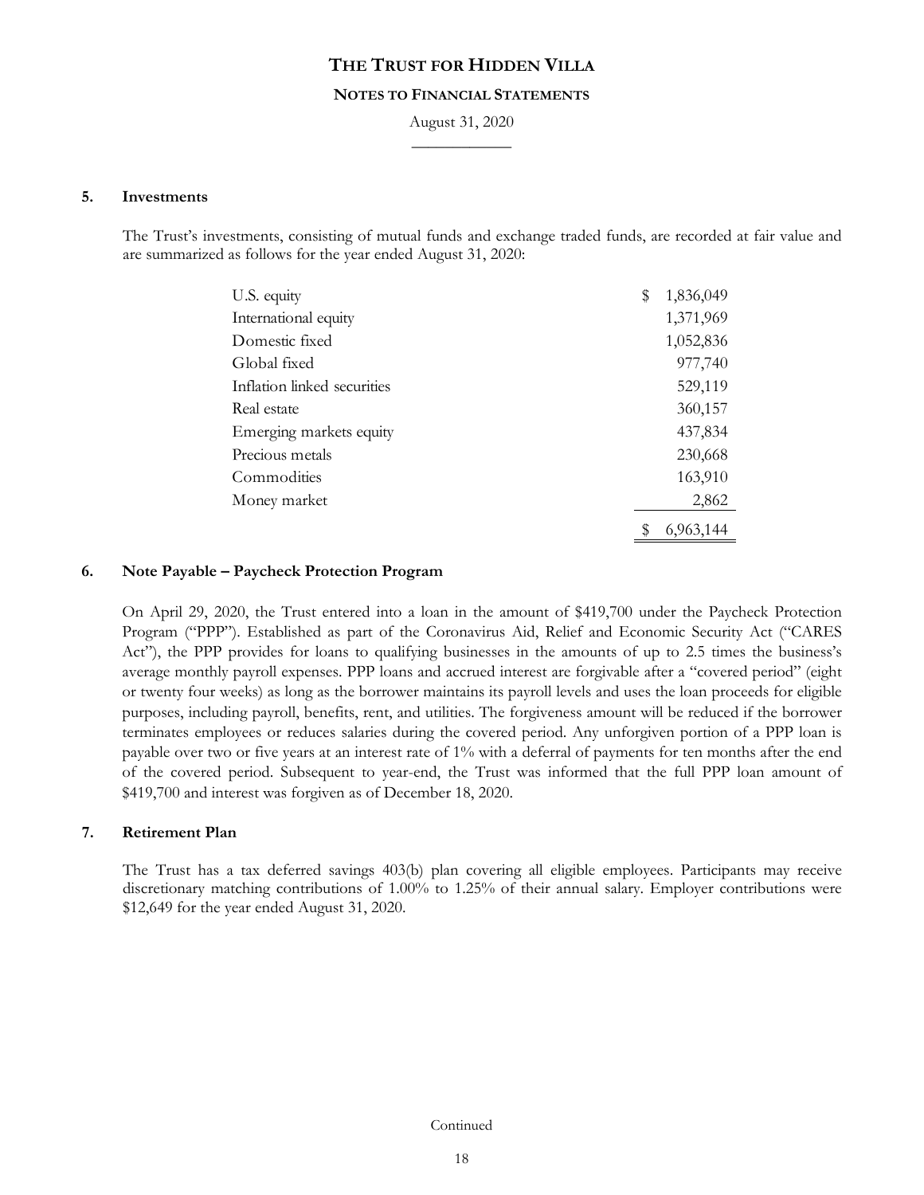# THE TRUST FOR HIDDEN VILLA

## NOTES TO FINANCIAL STATEMENTS

August 31, 2020

### 5. Investments

The Trust's investments, consisting of mutual funds and exchange traded funds, are recorded at fair value and are summarized as follows for the year ended August 31, 2020:

| | |
|---|---|
| U.S. equity | $ 1,836,049 |
| International equity | 1,371,969 |
| Domestic fixed | 1,052,836 |
| Global fixed | 977,740 |
| Inflation linked securities | 529,119 |
| Real estate | 360,157 |
| Emerging markets equity | 437,834 |
| Precious metals | 230,668 |
| Commodities | 163,910 |
| Money market | 2,862 |
| | $ 6,963,144 |

### 6. Note Payable – Paycheck Protection Program

On April 29, 2020, the Trust entered into a loan in the amount of $419,700 under the Paycheck Protection Program ("PPP"). Established as part of the Coronavirus Aid, Relief and Economic Security Act ("CARES Act"), the PPP provides for loans to qualifying businesses in the amounts of up to 2.5 times the business's average monthly payroll expenses. PPP loans and accrued interest are forgivable after a "covered period" (eight or twenty four weeks) as long as the borrower maintains its payroll levels and uses the loan proceeds for eligible purposes, including payroll, benefits, rent, and utilities. The forgiveness amount will be reduced if the borrower terminates employees or reduces salaries during the covered period. Any unforgiven portion of a PPP loan is payable over two or five years at an interest rate of 1% with a deferral of payments for ten months after the end of the covered period. Subsequent to year-end, the Trust was informed that the full PPP loan amount of $419,700 and interest was forgiven as of December 18, 2020.

### 7. Retirement Plan

The Trust has a tax deferred savings 403(b) plan covering all eligible employees. Participants may receive discretionary matching contributions of 1.00% to 1.25% of their annual salary. Employer contributions were $12,649 for the year ended August 31, 2020.

Continued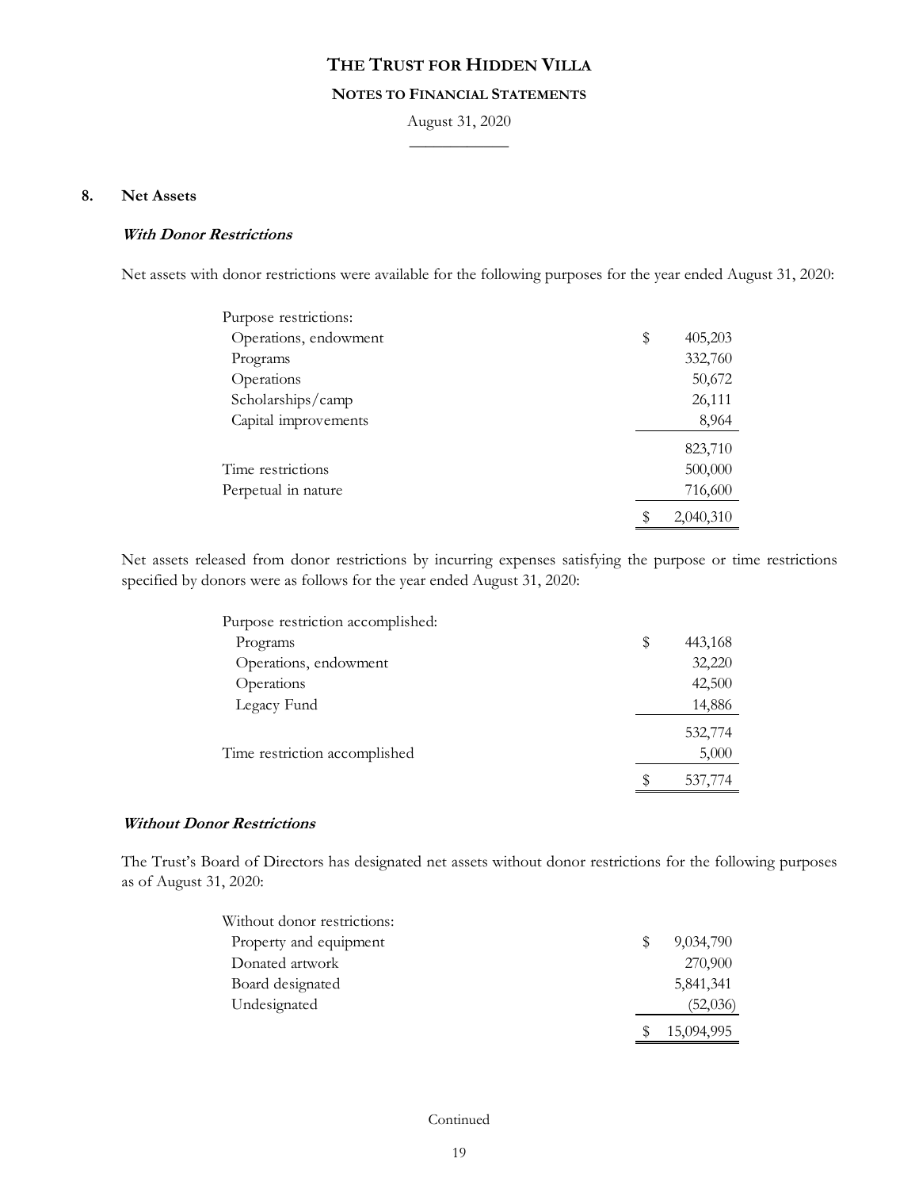# THE TRUST FOR HIDDEN VILLA

## NOTES TO FINANCIAL STATEMENTS

August 31, 2020

### 8. Net Assets

***With Donor Restrictions***

Net assets with donor restrictions were available for the following purposes for the year ended August 31, 2020:

| | |
|---|---|
| Purpose restrictions: | |
| Operations, endowment | $ 405,203 |
| Programs | 332,760 |
| Operations | 50,672 |
| Scholarships/camp | 26,111 |
| Capital improvements | 8,964 |
| | 823,710 |
| Time restrictions | 500,000 |
| Perpetual in nature | 716,600 |
| | $ 2,040,310 |

Net assets released from donor restrictions by incurring expenses satisfying the purpose or time restrictions specified by donors were as follows for the year ended August 31, 2020:

| | |
|---|---|
| Purpose restriction accomplished: | |
| Programs | $ 443,168 |
| Operations, endowment | 32,220 |
| Operations | 42,500 |
| Legacy Fund | 14,886 |
| | 532,774 |
| Time restriction accomplished | 5,000 |
| | $ 537,774 |

***Without Donor Restrictions***

The Trust's Board of Directors has designated net assets without donor restrictions for the following purposes as of August 31, 2020:

| | |
|---|---|
| Without donor restrictions: | |
| Property and equipment | $ 9,034,790 |
| Donated artwork | 270,900 |
| Board designated | 5,841,341 |
| Undesignated | (52,036) |
| | $ 15,094,995 |

Continued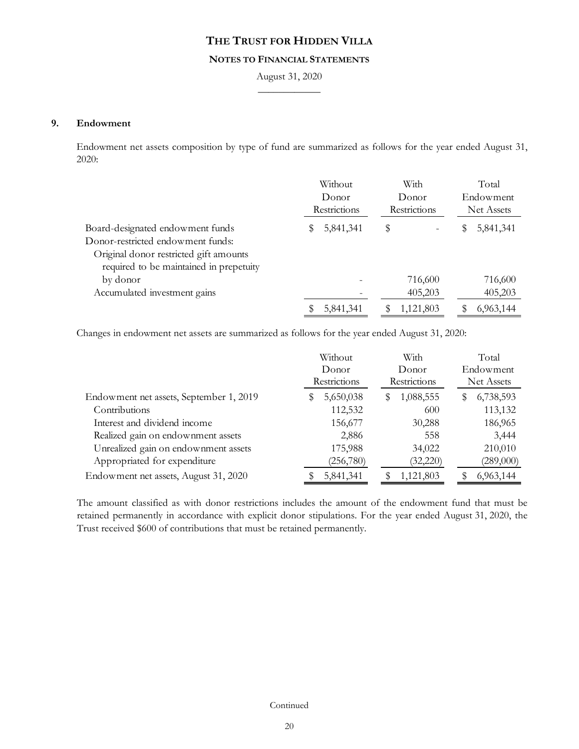# THE TRUST FOR HIDDEN VILLA

## NOTES TO FINANCIAL STATEMENTS

August 31, 2020

### 9. Endowment

Endowment net assets composition by type of fund are summarized as follows for the year ended August 31, 2020:

| | Without Donor Restrictions | With Donor Restrictions | Total Endowment Net Assets |
|---|---|---|---|
| Board-designated endowment funds | $ 5,841,341 | $ - | $ 5,841,341 |
| Donor-restricted endowment funds: | | | |
| Original donor restricted gift amounts required to be maintained in prepetuity by donor | - | 716,600 | 716,600 |
| Accumulated investment gains | - | 405,203 | 405,203 |
| | $ 5,841,341 | $ 1,121,803 | $ 6,963,144 |

Changes in endowment net assets are summarized as follows for the year ended August 31, 2020:

| | Without Donor Restrictions | With Donor Restrictions | Total Endowment Net Assets |
|---|---|---|---|
| Endowment net assets, September 1, 2019 | $ 5,650,038 | $ 1,088,555 | $ 6,738,593 |
| Contributions | 112,532 | 600 | 113,132 |
| Interest and dividend income | 156,677 | 30,288 | 186,965 |
| Realized gain on endownment assets | 2,886 | 558 | 3,444 |
| Unrealized gain on endownment assets | 175,988 | 34,022 | 210,010 |
| Appropriated for expenditure | (256,780) | (32,220) | (289,000) |
| Endowment net assets, August 31, 2020 | $ 5,841,341 | $ 1,121,803 | $ 6,963,144 |

The amount classified as with donor restrictions includes the amount of the endowment fund that must be retained permanently in accordance with explicit donor stipulations. For the year ended August 31, 2020, the Trust received $600 of contributions that must be retained permanently.

Continued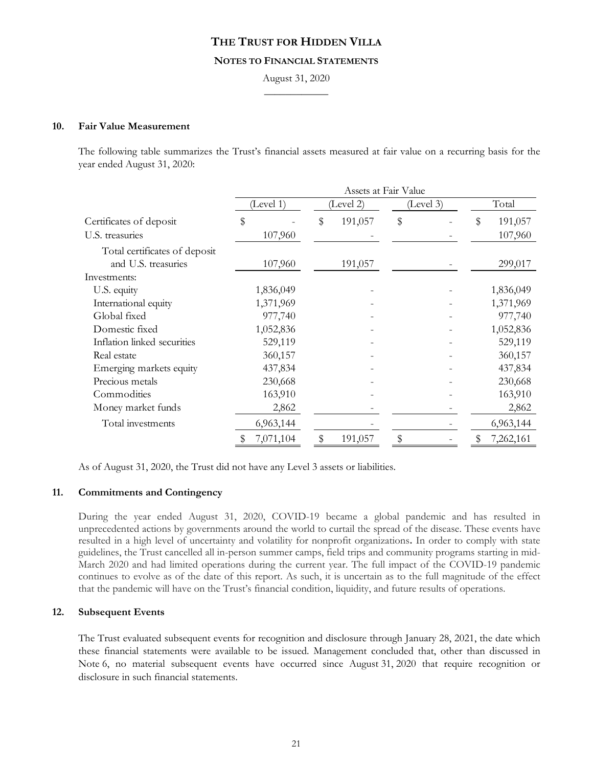# THE TRUST FOR HIDDEN VILLA

## NOTES TO FINANCIAL STATEMENTS

August 31, 2020

### 10. Fair Value Measurement

The following table summarizes the Trust's financial assets measured at fair value on a recurring basis for the year ended August 31, 2020:

| | Assets at Fair Value | | | |
|---|---|---|---|---|
| | (Level 1) | (Level 2) | (Level 3) | Total |
| Certificates of deposit | $ - | $ 191,057 | $ - | $ 191,057 |
| U.S. treasuries | 107,960 | - | - | 107,960 |
| Total certificates of deposit and U.S. treasuries | 107,960 | 191,057 | - | 299,017 |
| Investments: | | | | |
| U.S. equity | 1,836,049 | - | - | 1,836,049 |
| International equity | 1,371,969 | - | - | 1,371,969 |
| Global fixed | 977,740 | - | - | 977,740 |
| Domestic fixed | 1,052,836 | - | - | 1,052,836 |
| Inflation linked securities | 529,119 | - | - | 529,119 |
| Real estate | 360,157 | - | - | 360,157 |
| Emerging markets equity | 437,834 | - | - | 437,834 |
| Precious metals | 230,668 | - | - | 230,668 |
| Commodities | 163,910 | - | - | 163,910 |
| Money market funds | 2,862 | - | - | 2,862 |
| Total investments | 6,963,144 | - | - | 6,963,144 |
| | $ 7,071,104 | $ 191,057 | $ - | $ 7,262,161 |

As of August 31, 2020, the Trust did not have any Level 3 assets or liabilities.

### 11. Commitments and Contingency

During the year ended August 31, 2020, COVID-19 became a global pandemic and has resulted in unprecedented actions by governments around the world to curtail the spread of the disease. These events have resulted in a high level of uncertainty and volatility for nonprofit organizations. In order to comply with state guidelines, the Trust cancelled all in-person summer camps, field trips and community programs starting in mid-March 2020 and had limited operations during the current year. The full impact of the COVID-19 pandemic continues to evolve as of the date of this report. As such, it is uncertain as to the full magnitude of the effect that the pandemic will have on the Trust's financial condition, liquidity, and future results of operations.

### 12. Subsequent Events

The Trust evaluated subsequent events for recognition and disclosure through January 28, 2021, the date which these financial statements were available to be issued. Management concluded that, other than discussed in Note 6, no material subsequent events have occurred since August 31, 2020 that require recognition or disclosure in such financial statements.